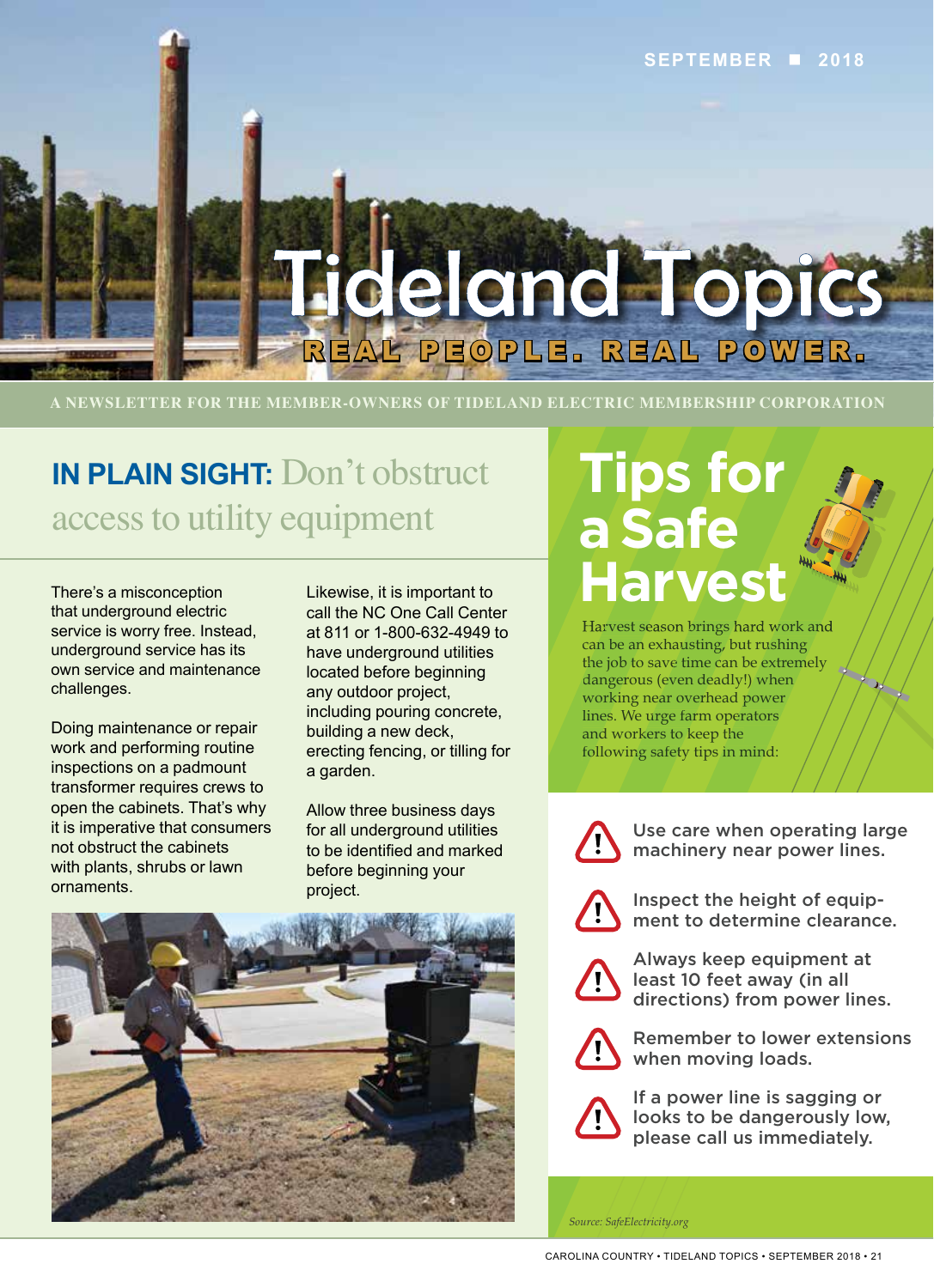SEPTEMBER ■ 2018

# Tideland Topics

REAL PEOPLE. REAL POWER.

A NEWSLETTER FOR THE MEMBER-OWNERS OF TIDELAND ELECTRIC MEMBERSHIP CORPORATION

## IN PLAIN SIGHT: Don't obstruct access to utility equipment

There's a misconception that underground electric service is worry free. Instead, underground service has its own service and maintenance challenges.

Doing maintenance or repair work and performing routine inspections on a padmount transformer requires crews to open the cabinets. That's why it is imperative that consumers not obstruct the cabinets with plants, shrubs or lawn ornaments.

Likewise, it is important to call the NC One Call Center at 811 or 1-800-632-4949 to have underground utilities located before beginning any outdoor project, including pouring concrete, building a new deck, erecting fencing, or tilling for a garden.

Allow three business days for all underground utilities to be identified and marked before beginning your project.

## Tips for a Safe Harvest

Harvest season brings hard work and can be an exhausting, but rushing the job to save time can be extremely dangerous (even deadly!) when working near overhead power lines. We urge farm operators and workers to keep the following safety tips in mind:

- Use care when operating large machinery near power lines.
- Inspect the height of equipment to determine clearance.
- Always keep equipment at least 10 feet away (in all directions) from power lines.
- Remember to lower extensions when moving loads.
- If a power line is sagging or looks to be dangerously low, please call us immediately.

*Source: SafeElectricity.org*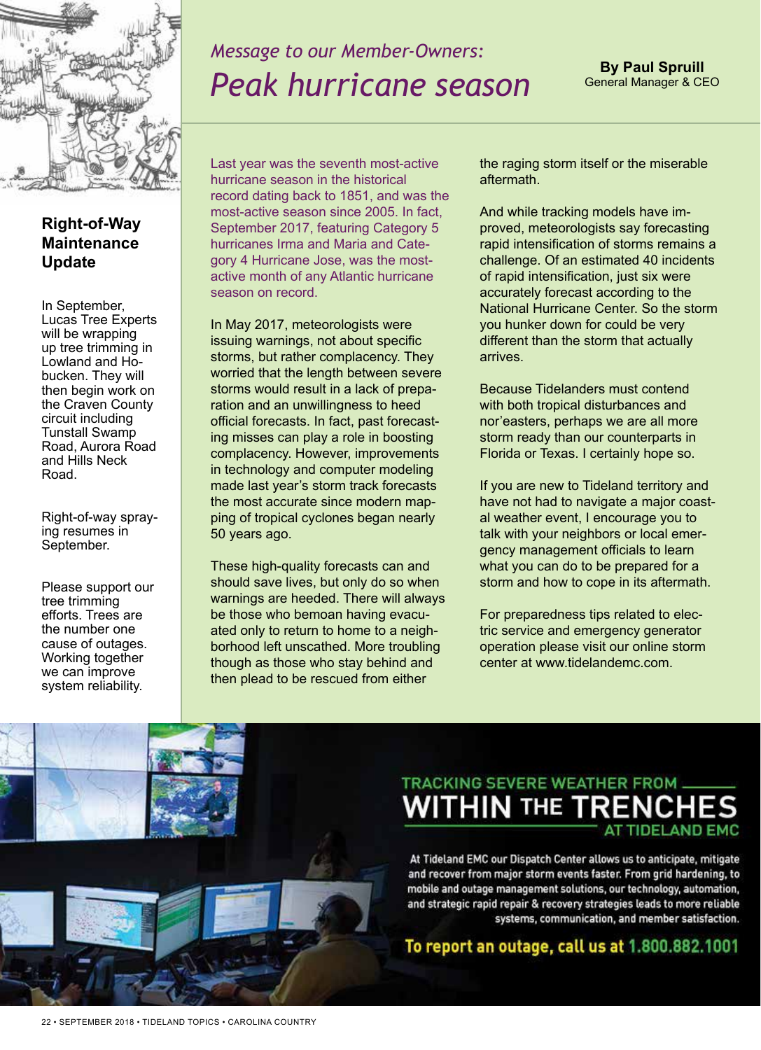## Message to our Member-Owners:

# Peak hurricane season

**By Paul Spruill**
General Manager & CEO

Last year was the seventh most-active hurricane season in the historical record dating back to 1851, and was the most-active season since 2005. In fact, September 2017, featuring Category 5 hurricanes Irma and Maria and Category 4 Hurricane Jose, was the most-active month of any Atlantic hurricane season on record.

In May 2017, meteorologists were issuing warnings, not about specific storms, but rather complacency. They worried that the length between severe storms would result in a lack of preparation and an unwillingness to heed official forecasts. In fact, past forecasting misses can play a role in boosting complacency. However, improvements in technology and computer modeling made last year's storm track forecasts the most accurate since modern mapping of tropical cyclones began nearly 50 years ago.

These high-quality forecasts can and should save lives, but only do so when warnings are heeded. There will always be those who bemoan having evacuated only to return to home to a neighborhood left unscathed. More troubling though as those who stay behind and then plead to be rescued from either the raging storm itself or the miserable aftermath.

And while tracking models have improved, meteorologists say forecasting rapid intensification of storms remains a challenge. Of an estimated 40 incidents of rapid intensification, just six were accurately forecast according to the National Hurricane Center. So the storm you hunker down for could be very different than the storm that actually arrives.

Because Tidelanders must contend with both tropical disturbances and nor'easters, perhaps we are all more storm ready than our counterparts in Florida or Texas. I certainly hope so.

If you are new to Tideland territory and have not had to navigate a major coastal weather event, I encourage you to talk with your neighbors or local emergency management officials to learn what you can do to be prepared for a storm and how to cope in its aftermath.

For preparedness tips related to electric service and emergency generator operation please visit our online storm center at www.tidelandemc.com.

### Right-of-Way Maintenance Update

In September, Lucas Tree Experts will be wrapping up tree trimming in Lowland and Hobucken. They will then begin work on the Craven County circuit including Tunstall Swamp Road, Aurora Road and Hills Neck Road.

Right-of-way spraying resumes in September.

Please support our tree trimming efforts. Trees are the number one cause of outages. Working together we can improve system reliability.

## TRACKING SEVERE WEATHER FROM WITHIN THE TRENCHES AT TIDELAND EMC

At Tideland EMC our Dispatch Center allows us to anticipate, mitigate and recover from major storm events faster. From grid hardening, to mobile and outage management solutions, our technology, automation, and strategic rapid repair & recovery strategies leads to more reliable systems, communication, and member satisfaction.

**To report an outage, call us at 1.800.882.1001**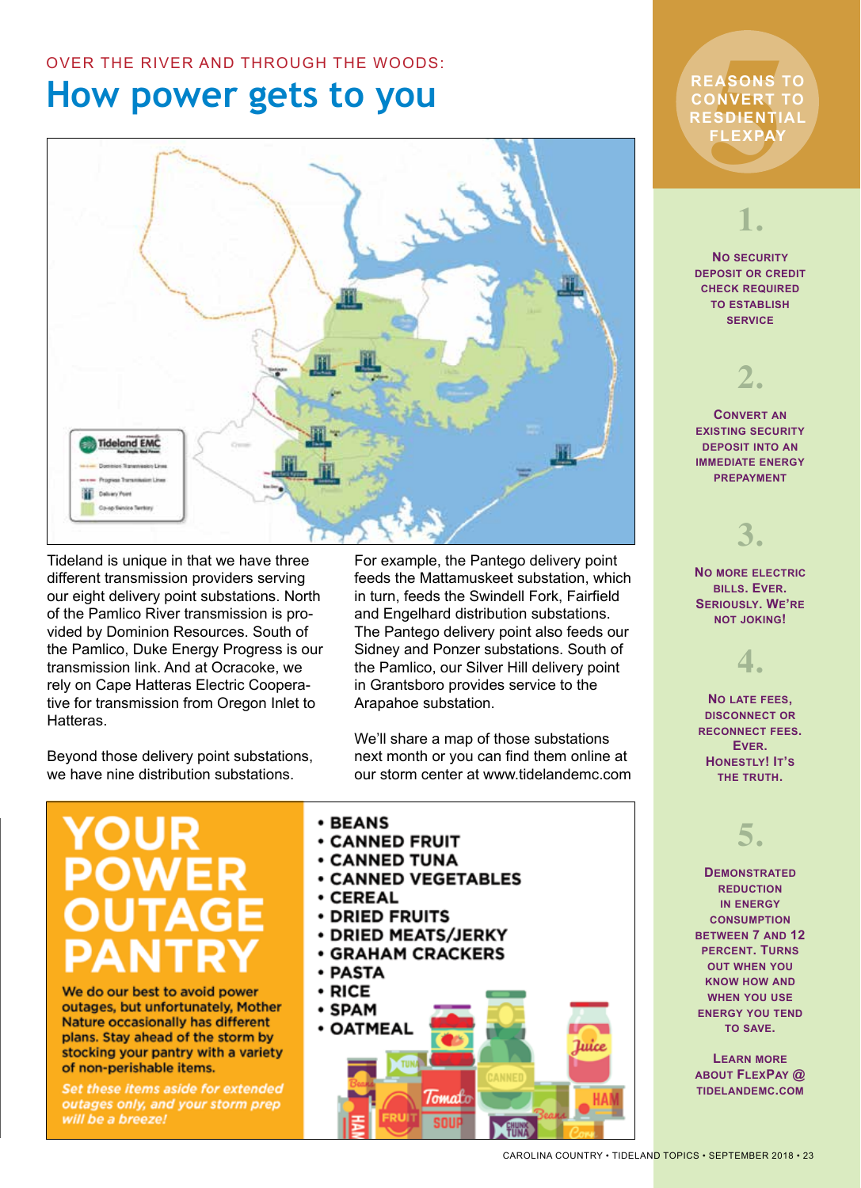OVER THE RIVER AND THROUGH THE WOODS:

# How power gets to you

Tideland is unique in that we have three different transmission providers serving our eight delivery point substations. North of the Pamlico River transmission is provided by Dominion Resources. South of the Pamlico, Duke Energy Progress is our transmission link. And at Ocracoke, we rely on Cape Hatteras Electric Cooperative for transmission from Oregon Inlet to Hatteras.

Beyond those delivery point substations, we have nine distribution substations.

For example, the Pantego delivery point feeds the Mattamuskeet substation, which in turn, feeds the Swindell Fork, Fairfield and Engelhard distribution substations. The Pantego delivery point also feeds our Sidney and Ponzer substations. South of the Pamlico, our Silver Hill delivery point in Grantsboro provides service to the Arapahoe substation.

We'll share a map of those substations next month or you can find them online at our storm center at www.tidelandemc.com

## YOUR POWER OUTAGE PANTRY

**We do our best to avoid power outages, but unfortunately, Mother Nature occasionally has different plans. Stay ahead of the storm by stocking your pantry with a variety of non-perishable items.**

***Set these items aside for extended outages only, and your storm prep will be a breeze!***

- BEANS
- CANNED FRUIT
- CANNED TUNA
- CANNED VEGETABLES
- CEREAL
- DRIED FRUITS
- DRIED MEATS/JERKY
- GRAHAM CRACKERS
- PASTA
- RICE
- SPAM
- OATMEAL

## 5 REASONS TO CONVERT TO RESDIENTIAL FLEXPAY

**1.** No security deposit or credit check required to establish service

**2.** Convert an existing security deposit into an immediate energy prepayment

**3.** No more electric bills. Ever. Seriously. We're not joking!

**4.** No late fees, disconnect or reconnect fees. Ever. Honestly! It's the truth.

**5.** Demonstrated reduction in energy consumption between 7 and 12 percent. Turns out when you know how and when you use energy you tend to save.

Learn more about FlexPay @ tidelandemc.com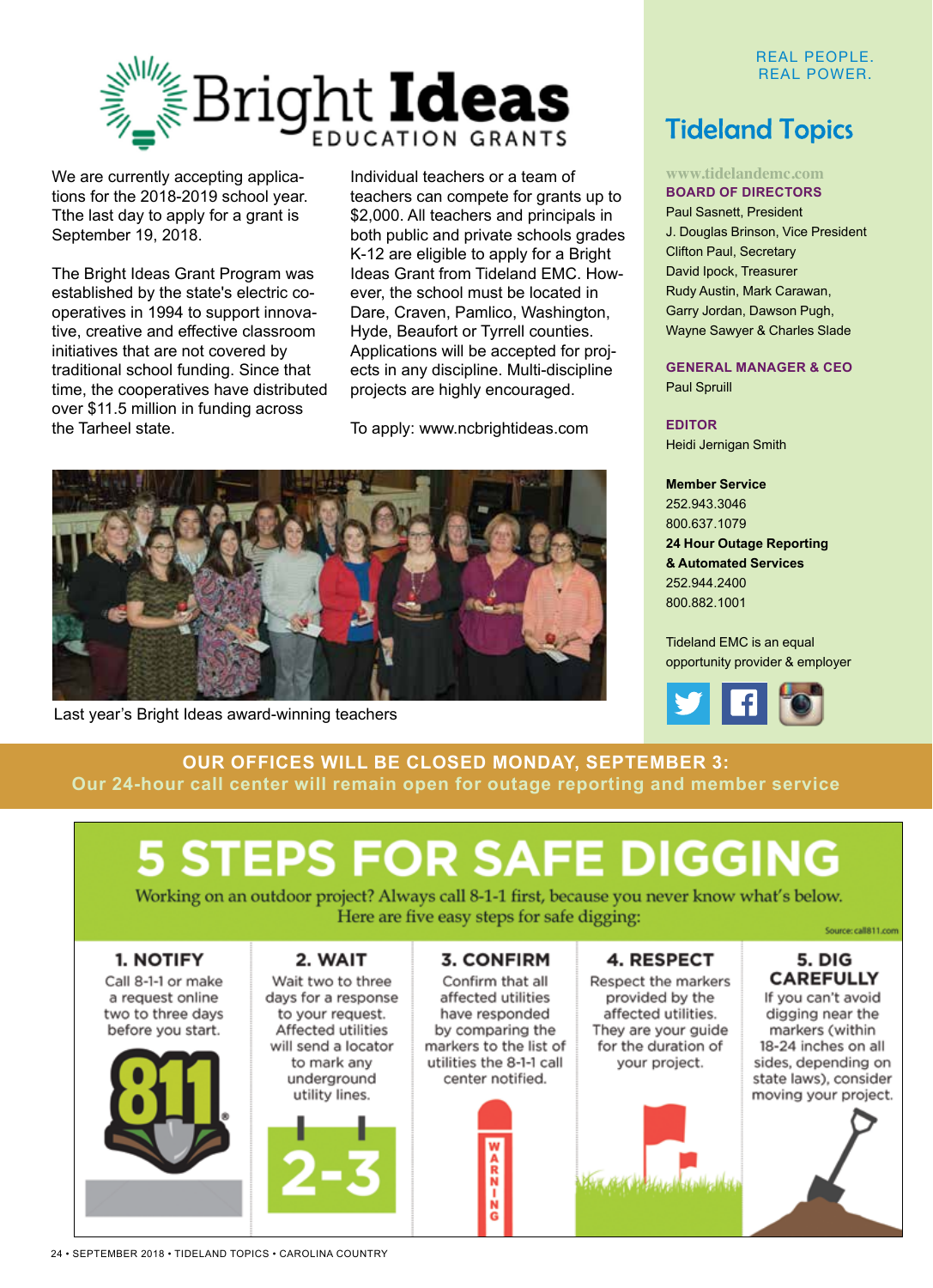# Bright Ideas EDUCATION GRANTS

We are currently accepting applications for the 2018-2019 school year. Tthe last day to apply for a grant is September 19, 2018.

The Bright Ideas Grant Program was established by the state's electric cooperatives in 1994 to support innovative, creative and effective classroom initiatives that are not covered by traditional school funding. Since that time, the cooperatives have distributed over $11.5 million in funding across the Tarheel state.

Individual teachers or a team of teachers can compete for grants up to $2,000. All teachers and principals in both public and private schools grades K-12 are eligible to apply for a Bright Ideas Grant from Tideland EMC. However, the school must be located in Dare, Craven, Pamlico, Washington, Hyde, Beaufort or Tyrrell counties. Applications will be accepted for projects in any discipline. Multi-discipline projects are highly encouraged.

To apply: www.ncbrightideas.com

Last year's Bright Ideas award-winning teachers

REAL PEOPLE. REAL POWER.

## Tideland Topics

www.tidelandemc.com

**BOARD OF DIRECTORS**

Paul Sasnett, President
J. Douglas Brinson, Vice President
Clifton Paul, Secretary
David Ipock, Treasurer
Rudy Austin, Mark Carawan, Garry Jordan, Dawson Pugh, Wayne Sawyer & Charles Slade

**GENERAL MANAGER & CEO**

Paul Spruill

**EDITOR**

Heidi Jernigan Smith

**Member Service**
252.943.3046
800.637.1079

**24 Hour Outage Reporting & Automated Services**
252.944.2400
800.882.1001

Tideland EMC is an equal opportunity provider & employer

**OUR OFFICES WILL BE CLOSED MONDAY, SEPTEMBER 3:**
**Our 24-hour call center will remain open for outage reporting and member service**

# 5 STEPS FOR SAFE DIGGING

Working on an outdoor project? Always call 8-1-1 first, because you never know what's below. Here are five easy steps for safe digging:

Source: call811.com

**1. NOTIFY**
Call 8-1-1 or make a request online two to three days before you start.

811

**2. WAIT**
Wait two to three days for a response to your request. Affected utilities will send a locator to mark any underground utility lines.

2-3

**3. CONFIRM**
Confirm that all affected utilities have responded by comparing the markers to the list of utilities the 8-1-1 call center notified.

WARNING

**4. RESPECT**
Respect the markers provided by the affected utilities. They are your guide for the duration of your project.

**5. DIG CAREFULLY**
If you can't avoid digging near the markers (within 18-24 inches on all sides, depending on state laws), consider moving your project.